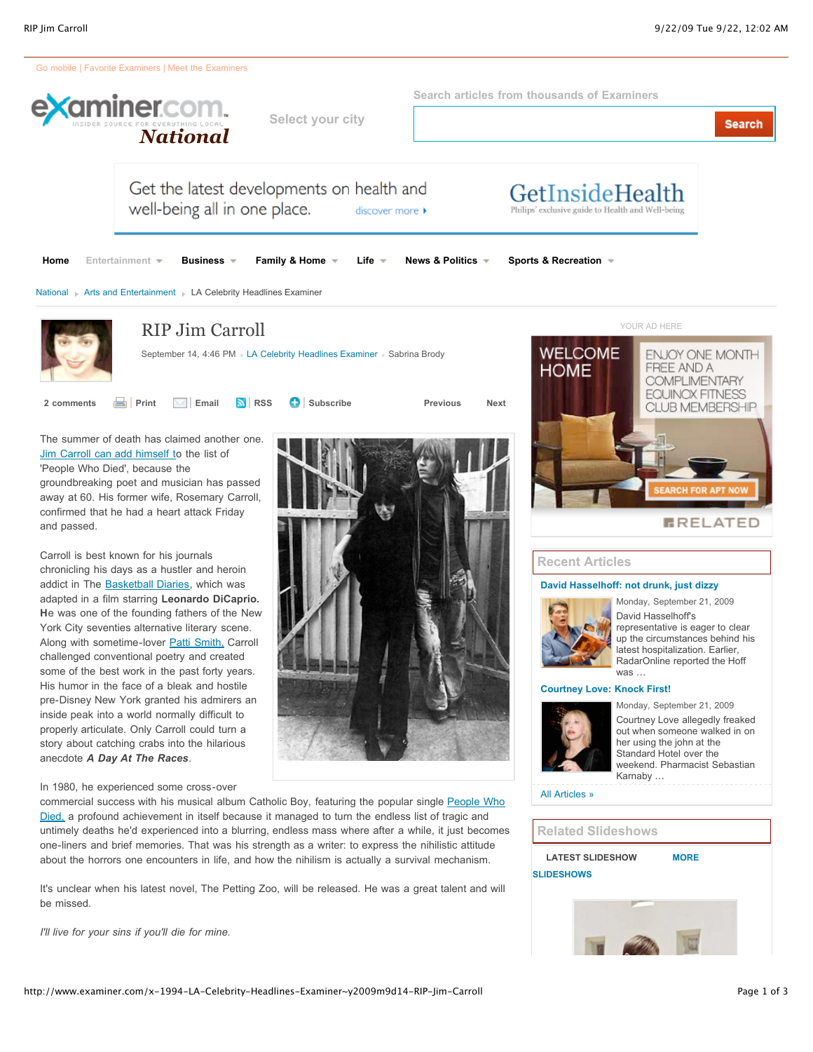Go mobile | Favorite Examiners | Meet the Examiners

examiner.com National

Select your city

Search articles from thousands of Examiners

Search

Get the latest developments on health and well-being all in one place. discover more

GetInsideHealth
Philips' exclusive guide to Health and Well-being

Home | Entertainment | Business | Family & Home | Life | News & Politics | Sports & Recreation

National › Arts and Entertainment › LA Celebrity Headlines Examiner

# RIP Jim Carroll

September 14, 4:46 PM · LA Celebrity Headlines Examiner · Sabrina Brody

2 comments | Print | Email | RSS | Subscribe | Previous | Next

The summer of death has claimed another one. Jim Carroll can add himself to the list of 'People Who Died', because the groundbreaking poet and musician has passed away at 60. His former wife, Rosemary Carroll, confirmed that he had a heart attack Friday and passed.

Carroll is best known for his journals chronicling his days as a hustler and heroin addict in The Basketball Diaries, which was adapted in a film starring **Leonardo DiCaprio. H**e was one of the founding fathers of the New York City seventies alternative literary scene. Along with sometime-lover Patti Smith, Carroll challenged conventional poetry and created some of the best work in the past forty years. His humor in the face of a bleak and hostile pre-Disney New York granted his admirers an inside peak into a world normally difficult to properly articulate. Only Carroll could turn a story about catching crabs into the hilarious anecdote ***A Day At The Races***.

In 1980, he experienced some cross-over commercial success with his musical album Catholic Boy, featuring the popular single People Who Died, a profound achievement in itself because it managed to turn the endless list of tragic and untimely deaths he'd experienced into a blurring, endless mass where after a while, it just becomes one-liners and brief memories. That was his strength as a writer: to express the nihilistic attitude about the horrors one encounters in life, and how the nihilism is actually a survival mechanism.

It's unclear when his latest novel, The Petting Zoo, will be released. He was a great talent and will be missed.

*I'll live for your sins if you'll die for mine.*

YOUR AD HERE

WELCOME HOME | ENJOY ONE MONTH FREE AND A COMPLIMENTARY EQUINOX FITNESS CLUB MEMBERSHIP | SEARCH FOR APT NOW | RELATED

## Recent Articles

**David Hasselhoff: not drunk, just dizzy**

Monday, September 21, 2009

David Hasselhoff's representative is eager to clear up the circumstances behind his latest hospitalization. Earlier, RadarOnline reported the Hoff was …

**Courtney Love: Knock First!**

Monday, September 21, 2009

Courtney Love allegedly freaked out when someone walked in on her using the john at the Standard Hotel over the weekend. Pharmacist Sebastian Karnaby …

All Articles »

## Related Slideshows

LATEST SLIDESHOW | MORE SLIDESHOWS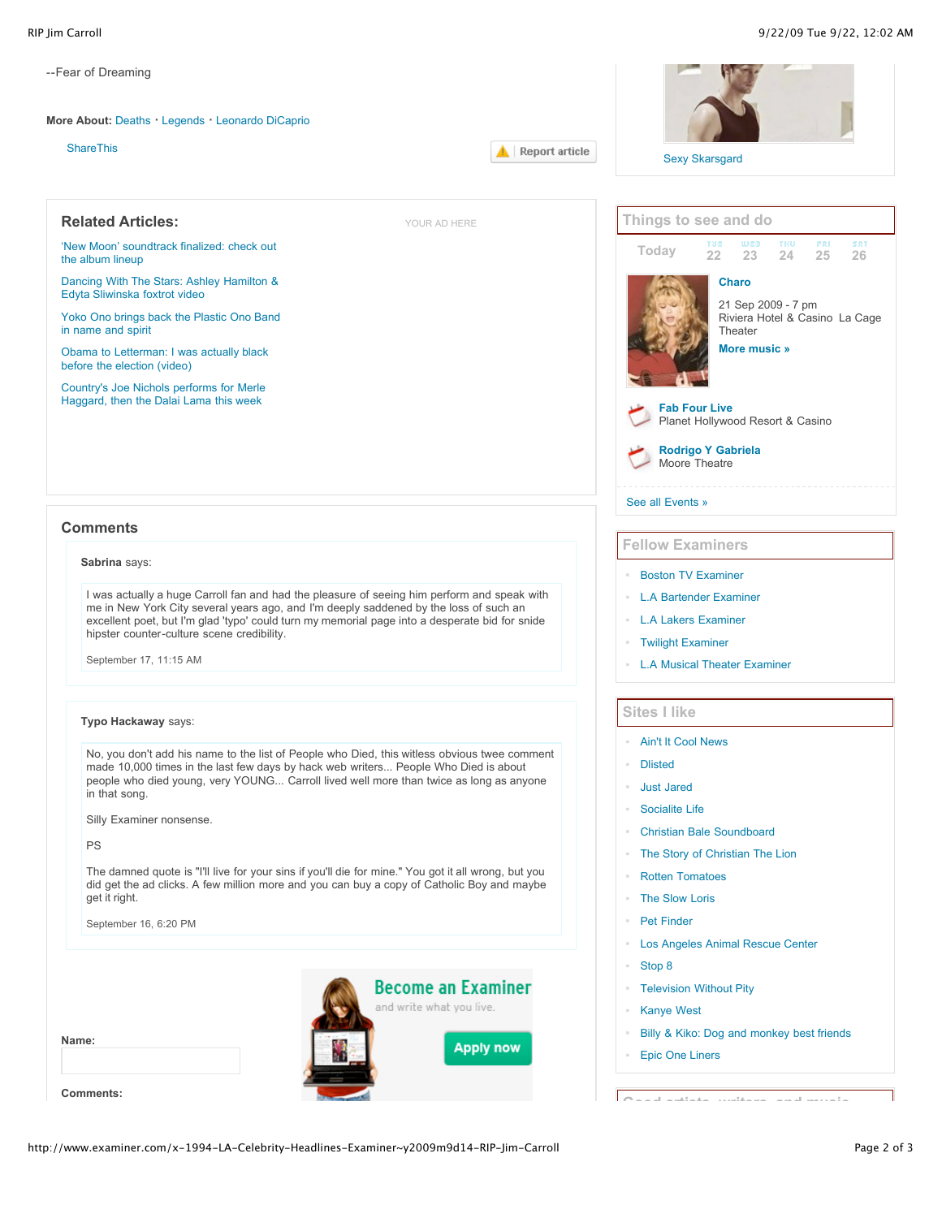--Fear of Dreaming

**More About:** Deaths · Legends · Leonardo DiCaprio

ShareThis

Report article

## Related Articles:

YOUR AD HERE

- 'New Moon' soundtrack finalized: check out the album lineup
- Dancing With The Stars: Ashley Hamilton & Edyta Sliwinska foxtrot video
- Yoko Ono brings back the Plastic Ono Band in name and spirit
- Obama to Letterman: I was actually black before the election (video)
- Country's Joe Nichols performs for Merle Haggard, then the Dalai Lama this week

## Comments

**Sabrina** says:

I was actually a huge Carroll fan and had the pleasure of seeing him perform and speak with me in New York City several years ago, and I'm deeply saddened by the loss of such an excellent poet, but I'm glad 'typo' could turn my memorial page into a desperate bid for snide hipster counter-culture scene credibility.

September 17, 11:15 AM

**Typo Hackaway** says:

No, you don't add his name to the list of People who Died, this witless obvious twee comment made 10,000 times in the last few days by hack web writers... People Who Died is about people who died young, very YOUNG... Carroll lived well more than twice as long as anyone in that song.

Silly Examiner nonsense.

PS

The damned quote is "I'll live for your sins if you'll die for mine." You got it all wrong, but you did get the ad clicks. A few million more and you can buy a copy of Catholic Boy and maybe get it right.

September 16, 6:20 PM

Become an Examiner
and write what you live.
Apply now

**Name:**

**Comments:**

Sexy Skarsgard

## Things to see and do

Today | TUE 22 | WED 23 | THU 24 | FRI 25 | SAT 26

**Charo**
21 Sep 2009 - 7 pm
Riviera Hotel & Casino La Cage Theater
**More music »**

**Fab Four Live**
Planet Hollywood Resort & Casino

**Rodrigo Y Gabriela**
Moore Theatre

See all Events »

## Fellow Examiners

- Boston TV Examiner
- L.A Bartender Examiner
- L.A Lakers Examiner
- Twilight Examiner
- L.A Musical Theater Examiner

## Sites I like

- Ain't It Cool News
- Dlisted
- Just Jared
- Socialite Life
- Christian Bale Soundboard
- The Story of Christian The Lion
- Rotten Tomatoes
- The Slow Loris
- Pet Finder
- Los Angeles Animal Rescue Center
- Stop 8
- Television Without Pity
- Kanye West
- Billy & Kiko: Dog and monkey best friends
- Epic One Liners

## Good artists, writers, and music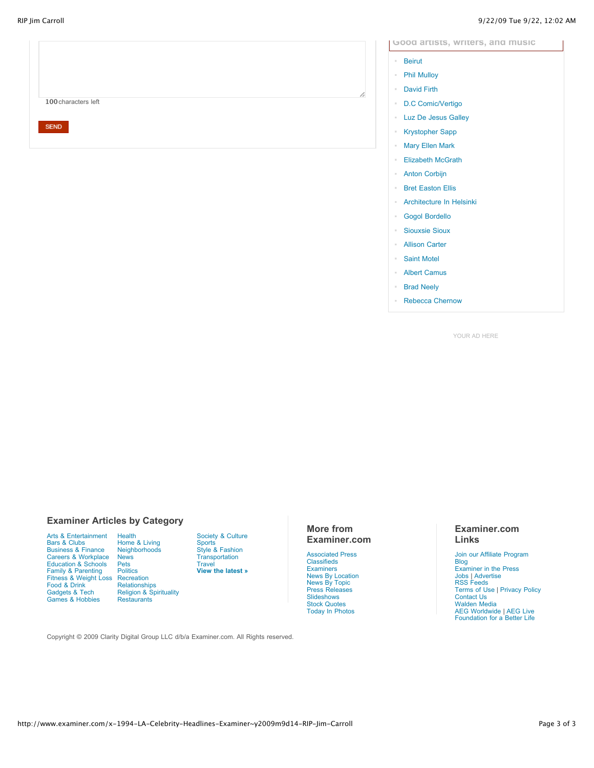100 characters left

SEND

## Good artists, writers, and music

- Beirut
- Phil Mulloy
- David Firth
- D.C Comic/Vertigo
- Luz De Jesus Galley
- Krystopher Sapp
- Mary Ellen Mark
- Elizabeth McGrath
- Anton Corbijn
- Bret Easton Ellis
- Architecture In Helsinki
- Gogol Bordello
- Siouxsie Sioux
- Allison Carter
- Saint Motel
- Albert Camus
- Brad Neely
- Rebecca Chernow

YOUR AD HERE

### Examiner Articles by Category

Arts & Entertainment
Bars & Clubs
Business & Finance
Careers & Workplace
Education & Schools
Family & Parenting
Fitness & Weight Loss
Food & Drink
Gadgets & Tech
Games & Hobbies
Health
Home & Living
Neighborhoods
News
Pets
Politics
Recreation
Relationships
Religion & Spirituality
Restaurants
Society & Culture
Sports
Style & Fashion
Transportation
Travel
**View the latest »**

### More from Examiner.com

Associated Press
Classifieds
Examiners
News By Location
News By Topic
Press Releases
Slideshows
Stock Quotes
Today In Photos

### Examiner.com Links

Join our Affiliate Program
Blog
Examiner in the Press
Jobs | Advertise
RSS Feeds
Terms of Use | Privacy Policy
Contact Us
Walden Media
AEG Worldwide | AEG Live
Foundation for a Better Life

Copyright © 2009 Clarity Digital Group LLC d/b/a Examiner.com. All Rights reserved.